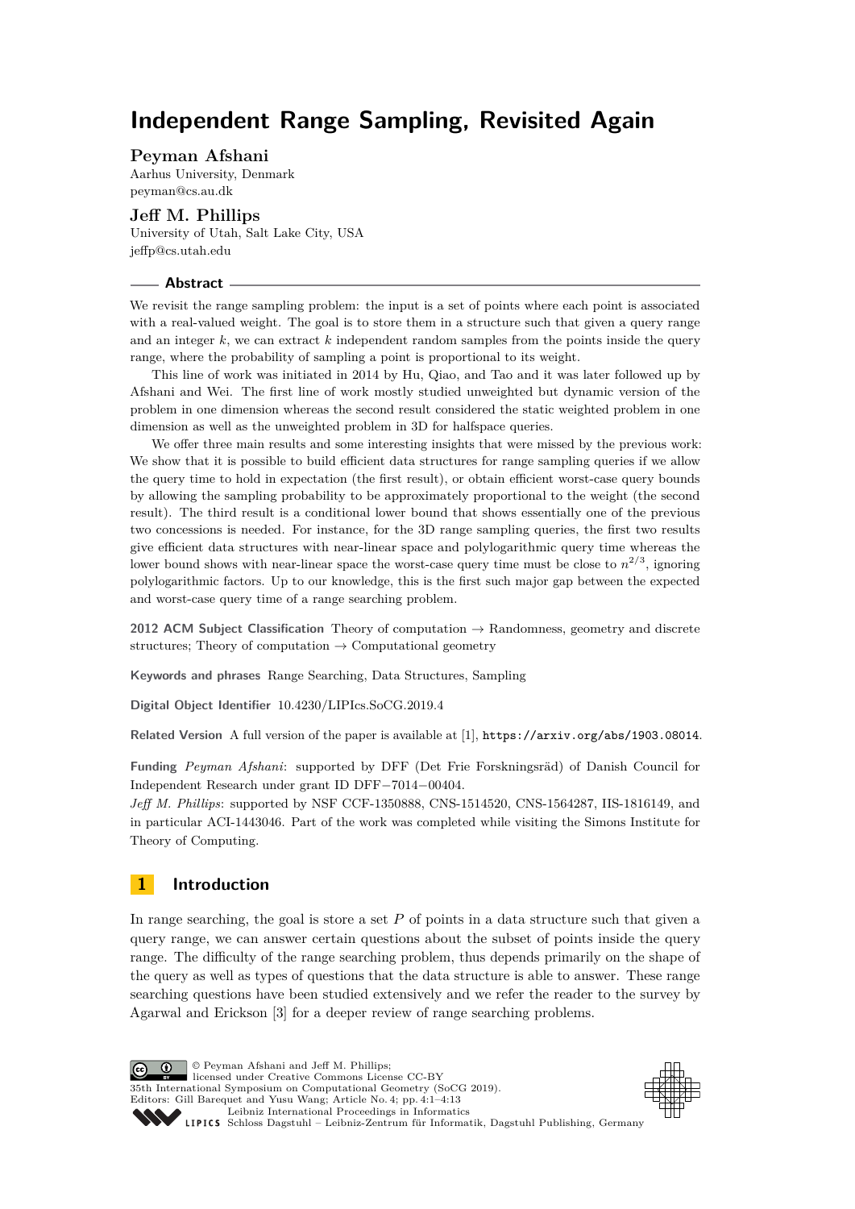# Independent Range Sampling, Revisited Again

**Peyman Afshani**
Aarhus University, Denmark
peyman@cs.au.dk

**Jeff M. Phillips**
University of Utah, Salt Lake City, USA
jeffp@cs.utah.edu

## Abstract

We revisit the range sampling problem: the input is a set of points where each point is associated with a real-valued weight. The goal is to store them in a structure such that given a query range and an integer $k$, we can extract $k$ independent random samples from the points inside the query range, where the probability of sampling a point is proportional to its weight.

This line of work was initiated in 2014 by Hu, Qiao, and Tao and it was later followed up by Afshani and Wei. The first line of work mostly studied unweighted but dynamic version of the problem in one dimension whereas the second result considered the static weighted problem in one dimension as well as the unweighted problem in 3D for halfspace queries.

We offer three main results and some interesting insights that were missed by the previous work: We show that it is possible to build efficient data structures for range sampling queries if we allow the query time to hold in expectation (the first result), or obtain efficient worst-case query bounds by allowing the sampling probability to be approximately proportional to the weight (the second result). The third result is a conditional lower bound that shows essentially one of the previous two concessions is needed. For instance, for the 3D range sampling queries, the first two results give efficient data structures with near-linear space and polylogarithmic query time whereas the lower bound shows with near-linear space the worst-case query time must be close to $n^{2/3}$, ignoring polylogarithmic factors. Up to our knowledge, this is the first such major gap between the expected and worst-case query time of a range searching problem.

**2012 ACM Subject Classification** Theory of computation → Randomness, geometry and discrete structures; Theory of computation → Computational geometry

**Keywords and phrases** Range Searching, Data Structures, Sampling

**Digital Object Identifier** 10.4230/LIPIcs.SoCG.2019.4

**Related Version** A full version of the paper is available at [1], https://arxiv.org/abs/1903.08014.

**Funding** *Peyman Afshani*: supported by DFF (Det Frie Forskningsräd) of Danish Council for Independent Research under grant ID DFF−7014−00404.
*Jeff M. Phillips*: supported by NSF CCF-1350888, CNS-1514520, CNS-1564287, IIS-1816149, and in particular ACI-1443046. Part of the work was completed while visiting the Simons Institute for Theory of Computing.

## 1 Introduction

In range searching, the goal is store a set $P$ of points in a data structure such that given a query range, we can answer certain questions about the subset of points inside the query range. The difficulty of the range searching problem, thus depends primarily on the shape of the query as well as types of questions that the data structure is able to answer. These range searching questions have been studied extensively and we refer the reader to the survey by Agarwal and Erickson [3] for a deeper review of range searching problems.

© Peyman Afshani and Jeff M. Phillips;
licensed under Creative Commons License CC-BY
35th International Symposium on Computational Geometry (SoCG 2019).
Editors: Gill Barequet and Yusu Wang; Article No. 4; pp. 4:1–4:13
Leibniz International Proceedings in Informatics
LIPICS Schloss Dagstuhl – Leibniz-Zentrum für Informatik, Dagstuhl Publishing, Germany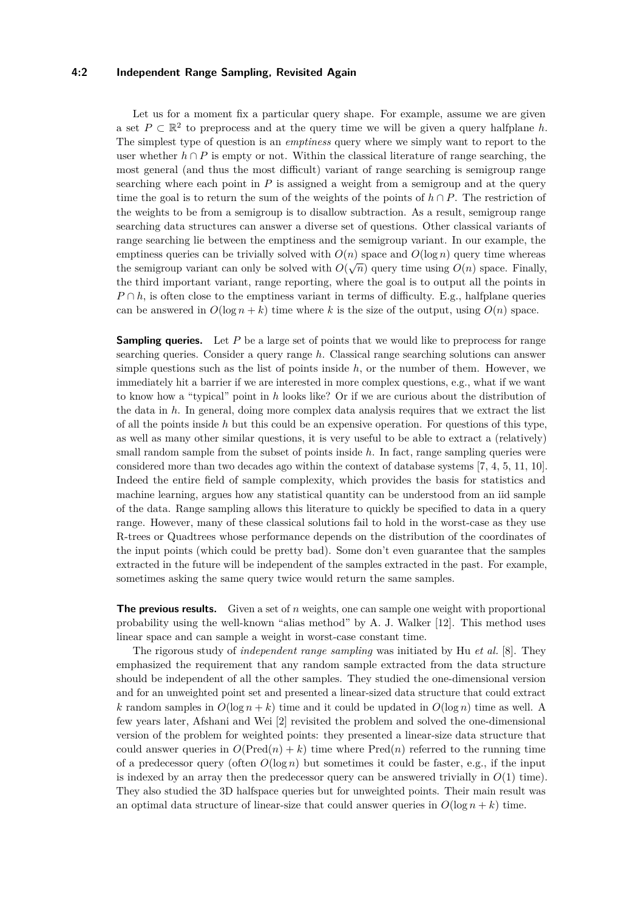Let us for a moment fix a particular query shape. For example, assume we are given a set $P \subset \mathbb{R}^2$ to preprocess and at the query time we will be given a query halfplane $h$. The simplest type of question is an *emptiness* query where we simply want to report to the user whether $h \cap P$ is empty or not. Within the classical literature of range searching, the most general (and thus the most difficult) variant of range searching is semigroup range searching where each point in $P$ is assigned a weight from a semigroup and at the query time the goal is to return the sum of the weights of the points of $h \cap P$. The restriction of the weights to be from a semigroup is to disallow subtraction. As a result, semigroup range searching data structures can answer a diverse set of questions. Other classical variants of range searching lie between the emptiness and the semigroup variant. In our example, the emptiness queries can be trivially solved with $O(n)$ space and $O(\log n)$ query time whereas the semigroup variant can only be solved with $O(\sqrt{n})$ query time using $O(n)$ space. Finally, the third important variant, range reporting, where the goal is to output all the points in $P \cap h$, is often close to the emptiness variant in terms of difficulty. E.g., halfplane queries can be answered in $O(\log n + k)$ time where $k$ is the size of the output, using $O(n)$ space.

**Sampling queries.** Let $P$ be a large set of points that we would like to preprocess for range searching queries. Consider a query range $h$. Classical range searching solutions can answer simple questions such as the list of points inside $h$, or the number of them. However, we immediately hit a barrier if we are interested in more complex questions, e.g., what if we want to know how a "typical" point in $h$ looks like? Or if we are curious about the distribution of the data in $h$. In general, doing more complex data analysis requires that we extract the list of all the points inside $h$ but this could be an expensive operation. For questions of this type, as well as many other similar questions, it is very useful to be able to extract a (relatively) small random sample from the subset of points inside $h$. In fact, range sampling queries were considered more than two decades ago within the context of database systems [7, 4, 5, 11, 10]. Indeed the entire field of sample complexity, which provides the basis for statistics and machine learning, argues how any statistical quantity can be understood from an iid sample of the data. Range sampling allows this literature to quickly be specified to data in a query range. However, many of these classical solutions fail to hold in the worst-case as they use R-trees or Quadtrees whose performance depends on the distribution of the coordinates of the input points (which could be pretty bad). Some don't even guarantee that the samples extracted in the future will be independent of the samples extracted in the past. For example, sometimes asking the same query twice would return the same samples.

**The previous results.** Given a set of $n$ weights, one can sample one weight with proportional probability using the well-known "alias method" by A. J. Walker [12]. This method uses linear space and can sample a weight in worst-case constant time.

The rigorous study of *independent range sampling* was initiated by Hu *et al.* [8]. They emphasized the requirement that any random sample extracted from the data structure should be independent of all the other samples. They studied the one-dimensional version and for an unweighted point set and presented a linear-sized data structure that could extract $k$ random samples in $O(\log n + k)$ time and it could be updated in $O(\log n)$ time as well. A few years later, Afshani and Wei [2] revisited the problem and solved the one-dimensional version of the problem for weighted points: they presented a linear-size data structure that could answer queries in $O(\text{Pred}(n) + k)$ time where $\text{Pred}(n)$ referred to the running time of a predecessor query (often $O(\log n)$ but sometimes it could be faster, e.g., if the input is indexed by an array then the predecessor query can be answered trivially in $O(1)$ time). They also studied the 3D halfspace queries but for unweighted points. Their main result was an optimal data structure of linear-size that could answer queries in $O(\log n + k)$ time.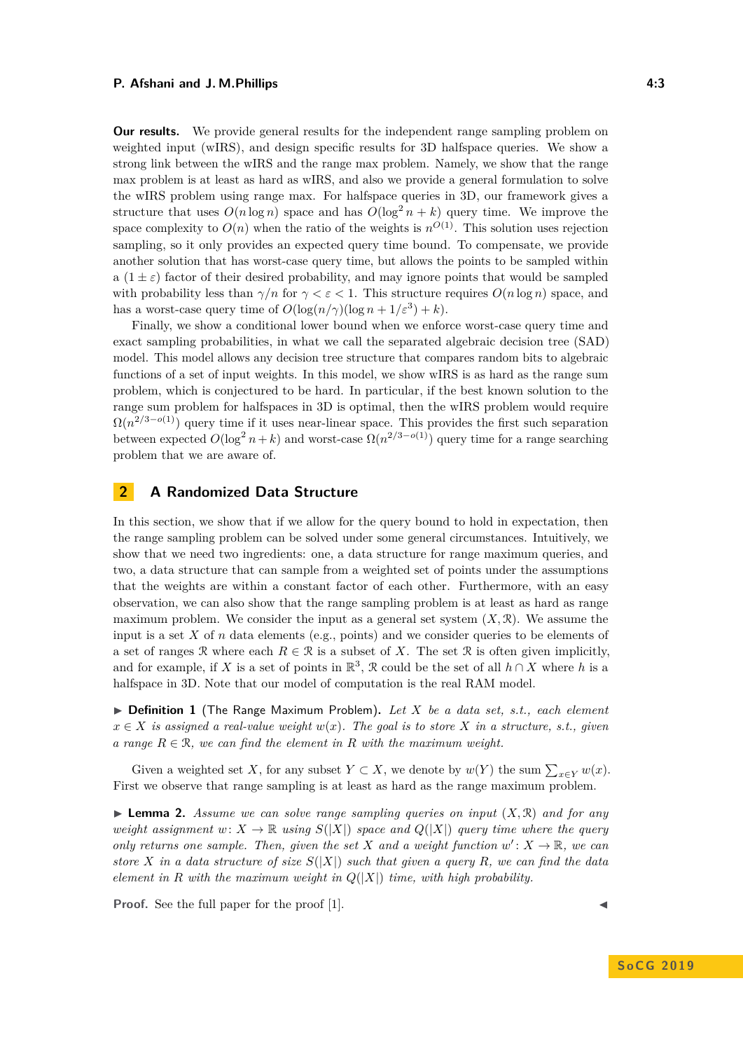**Our results.** We provide general results for the independent range sampling problem on weighted input (wIRS), and design specific results for 3D halfspace queries. We show a strong link between the wIRS and the range max problem. Namely, we show that the range max problem is at least as hard as wIRS, and also we provide a general formulation to solve the wIRS problem using range max. For halfspace queries in 3D, our framework gives a structure that uses $O(n \log n)$ space and has $O(\log^2 n + k)$ query time. We improve the space complexity to $O(n)$ when the ratio of the weights is $n^{O(1)}$. This solution uses rejection sampling, so it only provides an expected query time bound. To compensate, we provide another solution that has worst-case query time, but allows the points to be sampled within a $(1 \pm \varepsilon)$ factor of their desired probability, and may ignore points that would be sampled with probability less than $\gamma/n$ for $\gamma < \varepsilon < 1$. This structure requires $O(n \log n)$ space, and has a worst-case query time of $O(\log(n/\gamma)(\log n + 1/\varepsilon^3) + k)$.

Finally, we show a conditional lower bound when we enforce worst-case query time and exact sampling probabilities, in what we call the separated algebraic decision tree (SAD) model. This model allows any decision tree structure that compares random bits to algebraic functions of a set of input weights. In this model, we show wIRS is as hard as the range sum problem, which is conjectured to be hard. In particular, if the best known solution to the range sum problem for halfspaces in 3D is optimal, then the wIRS problem would require $\Omega(n^{2/3-o(1)})$ query time if it uses near-linear space. This provides the first such separation between expected $O(\log^2 n + k)$ and worst-case $\Omega(n^{2/3-o(1)})$ query time for a range searching problem that we are aware of.

## 2 A Randomized Data Structure

In this section, we show that if we allow for the query bound to hold in expectation, then the range sampling problem can be solved under some general circumstances. Intuitively, we show that we need two ingredients: one, a data structure for range maximum queries, and two, a data structure that can sample from a weighted set of points under the assumptions that the weights are within a constant factor of each other. Furthermore, with an easy observation, we can also show that the range sampling problem is at least as hard as range maximum problem. We consider the input as a general set system $(X, \mathcal{R})$. We assume the input is a set $X$ of $n$ data elements (e.g., points) and we consider queries to be elements of a set of ranges $\mathcal{R}$ where each $R \in \mathcal{R}$ is a subset of $X$. The set $\mathcal{R}$ is often given implicitly, and for example, if $X$ is a set of points in $\mathbb{R}^3$, $\mathcal{R}$ could be the set of all $h \cap X$ where $h$ is a halfspace in 3D. Note that our model of computation is the real RAM model.

▶ **Definition 1** (The Range Maximum Problem). *Let $X$ be a data set, s.t., each element $x \in X$ is assigned a real-value weight $w(x)$. The goal is to store $X$ in a structure, s.t., given a range $R \in \mathcal{R}$, we can find the element in $R$ with the maximum weight.*

Given a weighted set $X$, for any subset $Y \subset X$, we denote by $w(Y)$ the sum $\sum_{x \in Y} w(x)$. First we observe that range sampling is at least as hard as the range maximum problem.

▶ **Lemma 2.** *Assume we can solve range sampling queries on input $(X, \mathcal{R})$ and for any weight assignment $w \colon X \to \mathbb{R}$ using $S(|X|)$ space and $Q(|X|)$ query time where the query only returns one sample. Then, given the set $X$ and a weight function $w' \colon X \to \mathbb{R}$, we can store $X$ in a data structure of size $S(|X|)$ such that given a query $R$, we can find the data element in $R$ with the maximum weight in $Q(|X|)$ time, with high probability.*

**Proof.** See the full paper for the proof [1]. ◀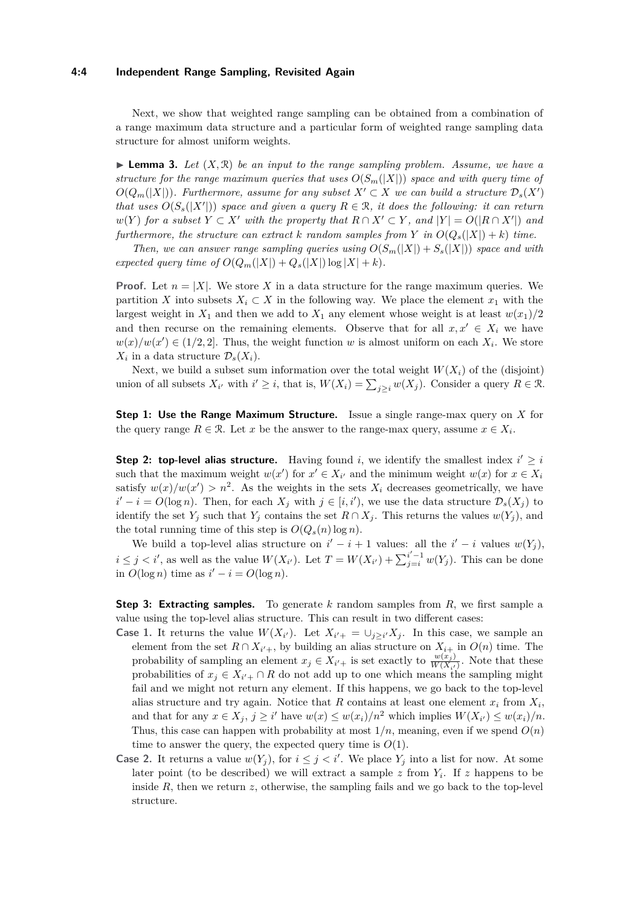Next, we show that weighted range sampling can be obtained from a combination of a range maximum data structure and a particular form of weighted range sampling data structure for almost uniform weights.

▶ **Lemma 3.** *Let $(X, \mathcal{R})$ be an input to the range sampling problem. Assume, we have a structure for the range maximum queries that uses $O(S_m(|X|))$ space and with query time of $O(Q_m(|X|))$. Furthermore, assume for any subset $X' \subset X$ we can build a structure $\mathcal{D}_s(X')$ that uses $O(S_s(|X'|))$ space and given a query $R \in \mathcal{R}$, it does the following: it can return $w(Y)$ for a subset $Y \subset X'$ with the property that $R \cap X' \subset Y$, and $|Y| = O(|R \cap X'|)$ and furthermore, the structure can extract $k$ random samples from $Y$ in $O(Q_s(|X|) + k)$ time.*

*Then, we can answer range sampling queries using $O(S_m(|X|) + S_s(|X|))$ space and with expected query time of $O(Q_m(|X|) + Q_s(|X|) \log |X| + k)$.*

**Proof.** Let $n = |X|$. We store $X$ in a data structure for the range maximum queries. We partition $X$ into subsets $X_i \subset X$ in the following way. We place the element $x_1$ with the largest weight in $X_1$ and then we add to $X_1$ any element whose weight is at least $w(x_1)/2$ and then recurse on the remaining elements. Observe that for all $x, x' \in X_i$ we have $w(x)/w(x') \in (1/2, 2]$. Thus, the weight function $w$ is almost uniform on each $X_i$. We store $X_i$ in a data structure $\mathcal{D}_s(X_i)$.

Next, we build a subset sum information over the total weight $W(X_i)$ of the (disjoint) union of all subsets $X_{i'}$ with $i' \geq i$, that is, $W(X_i) = \sum_{j \geq i} w(X_j)$. Consider a query $R \in \mathcal{R}$.

**Step 1: Use the Range Maximum Structure.** Issue a single range-max query on $X$ for the query range $R \in \mathcal{R}$. Let $x$ be the answer to the range-max query, assume $x \in X_i$.

**Step 2: top-level alias structure.** Having found $i$, we identify the smallest index $i' \geq i$ such that the maximum weight $w(x')$ for $x' \in X_{i'}$ and the minimum weight $w(x)$ for $x \in X_i$ satisfy $w(x)/w(x') > n^2$. As the weights in the sets $X_i$ decreases geometrically, we have $i' - i = O(\log n)$. Then, for each $X_j$ with $j \in [i, i')$, we use the data structure $\mathcal{D}_s(X_j)$ to identify the set $Y_j$ such that $Y_j$ contains the set $R \cap X_j$. This returns the values $w(Y_j)$, and the total running time of this step is $O(Q_s(n) \log n)$.

We build a top-level alias structure on $i' - i + 1$ values: all the $i' - i$ values $w(Y_j)$, $i \leq j < i'$, as well as the value $W(X_{i'})$. Let $T = W(X_{i'}) + \sum_{j=i}^{i'-1} w(Y_j)$. This can be done in $O(\log n)$ time as $i' - i = O(\log n)$.

**Step 3: Extracting samples.** To generate $k$ random samples from $R$, we first sample a value using the top-level alias structure. This can result in two different cases:

**Case 1.** It returns the value $W(X_{i'})$. Let $X_{i'+} = \cup_{j \geq i'} X_j$. In this case, we sample an element from the set $R \cap X_{i'+}$, by building an alias structure on $X_{i+}$ in $O(n)$ time. The probability of sampling an element $x_j \in X_{i'+}$ is set exactly to $\frac{w(x_j)}{W(X_{i'})}$. Note that these probabilities of $x_j \in X_{i'+} \cap R$ do not add up to one which means the sampling might fail and we might not return any element. If this happens, we go back to the top-level alias structure and try again. Notice that $R$ contains at least one element $x_i$ from $X_i$, and that for any $x \in X_j$, $j \geq i'$ have $w(x) \leq w(x_i)/n^2$ which implies $W(X_{i'}) \leq w(x_i)/n$. Thus, this case can happen with probability at most $1/n$, meaning, even if we spend $O(n)$ time to answer the query, the expected query time is $O(1)$.

**Case 2.** It returns a value $w(Y_j)$, for $i \leq j < i'$. We place $Y_j$ into a list for now. At some later point (to be described) we will extract a sample $z$ from $Y_i$. If $z$ happens to be inside $R$, then we return $z$, otherwise, the sampling fails and we go back to the top-level structure.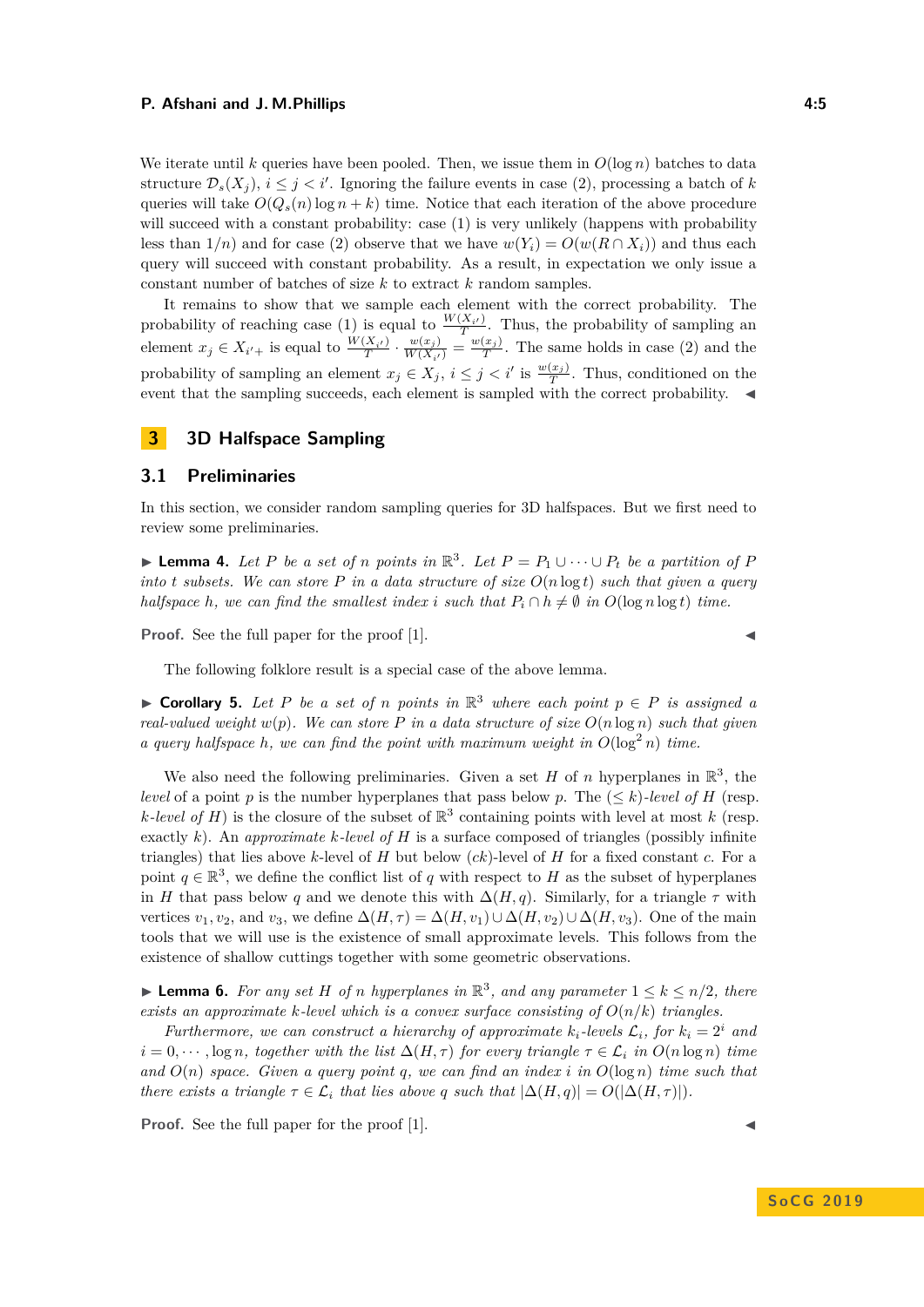We iterate until $k$ queries have been pooled. Then, we issue them in $O(\log n)$ batches to data structure $\mathcal{D}_s(X_j)$, $i \le j < i'$. Ignoring the failure events in case (2), processing a batch of $k$ queries will take $O(Q_s(n)\log n + k)$ time. Notice that each iteration of the above procedure will succeed with a constant probability: case (1) is very unlikely (happens with probability less than $1/n$) and for case (2) observe that we have $w(Y_i) = O(w(R \cap X_i))$ and thus each query will succeed with constant probability. As a result, in expectation we only issue a constant number of batches of size $k$ to extract $k$ random samples.

It remains to show that we sample each element with the correct probability. The probability of reaching case (1) is equal to $\frac{W(X_{i'})}{T}$. Thus, the probability of sampling an element $x_j \in X_{i'+}$ is equal to $\frac{W(X_{i'})}{T} \cdot \frac{w(x_j)}{W(X_{i'})} = \frac{w(x_j)}{T}$. The same holds in case (2) and the probability of sampling an element $x_j \in X_j$, $i \le j < i'$ is $\frac{w(x_j)}{T}$. Thus, conditioned on the event that the sampling succeeds, each element is sampled with the correct probability. ◀

## 3 3D Halfspace Sampling

### 3.1 Preliminaries

In this section, we consider random sampling queries for 3D halfspaces. But we first need to review some preliminaries.

▶ **Lemma 4.** *Let $P$ be a set of $n$ points in $\mathbb{R}^3$. Let $P = P_1 \cup \cdots \cup P_t$ be a partition of $P$ into $t$ subsets. We can store $P$ in a data structure of size $O(n \log t)$ such that given a query halfspace $h$, we can find the smallest index $i$ such that $P_i \cap h \neq \emptyset$ in $O(\log n \log t)$ time.*

**Proof.** See the full paper for the proof [1]. ◀

The following folklore result is a special case of the above lemma.

▶ **Corollary 5.** *Let $P$ be a set of $n$ points in $\mathbb{R}^3$ where each point $p \in P$ is assigned a real-valued weight $w(p)$. We can store $P$ in a data structure of size $O(n \log n)$ such that given a query halfspace $h$, we can find the point with maximum weight in $O(\log^2 n)$ time.*

We also need the following preliminaries. Given a set $H$ of $n$ hyperplanes in $\mathbb{R}^3$, the *level* of a point $p$ is the number hyperplanes that pass below $p$. The *$(\le k)$-level of $H$* (resp. *$k$-level of $H$*) is the closure of the subset of $\mathbb{R}^3$ containing points with level at most $k$ (resp. exactly $k$). An *approximate $k$-level of $H$* is a surface composed of triangles (possibly infinite triangles) that lies above $k$-level of $H$ but below $(ck)$-level of $H$ for a fixed constant $c$. For a point $q \in \mathbb{R}^3$, we define the conflict list of $q$ with respect to $H$ as the subset of hyperplanes in $H$ that pass below $q$ and we denote this with $\Delta(H, q)$. Similarly, for a triangle $\tau$ with vertices $v_1, v_2$, and $v_3$, we define $\Delta(H, \tau) = \Delta(H, v_1) \cup \Delta(H, v_2) \cup \Delta(H, v_3)$. One of the main tools that we will use is the existence of small approximate levels. This follows from the existence of shallow cuttings together with some geometric observations.

▶ **Lemma 6.** *For any set $H$ of $n$ hyperplanes in $\mathbb{R}^3$, and any parameter $1 \le k \le n/2$, there exists an approximate $k$-level which is a convex surface consisting of $O(n/k)$ triangles.*

*Furthermore, we can construct a hierarchy of approximate $k_i$-levels $\mathcal{L}_i$, for $k_i = 2^i$ and $i = 0, \cdots, \log n$, together with the list $\Delta(H, \tau)$ for every triangle $\tau \in \mathcal{L}_i$ in $O(n \log n)$ time and $O(n)$ space. Given a query point $q$, we can find an index $i$ in $O(\log n)$ time such that there exists a triangle $\tau \in \mathcal{L}_i$ that lies above $q$ such that $|\Delta(H, q)| = O(|\Delta(H, \tau)|)$.*

**Proof.** See the full paper for the proof [1]. ◀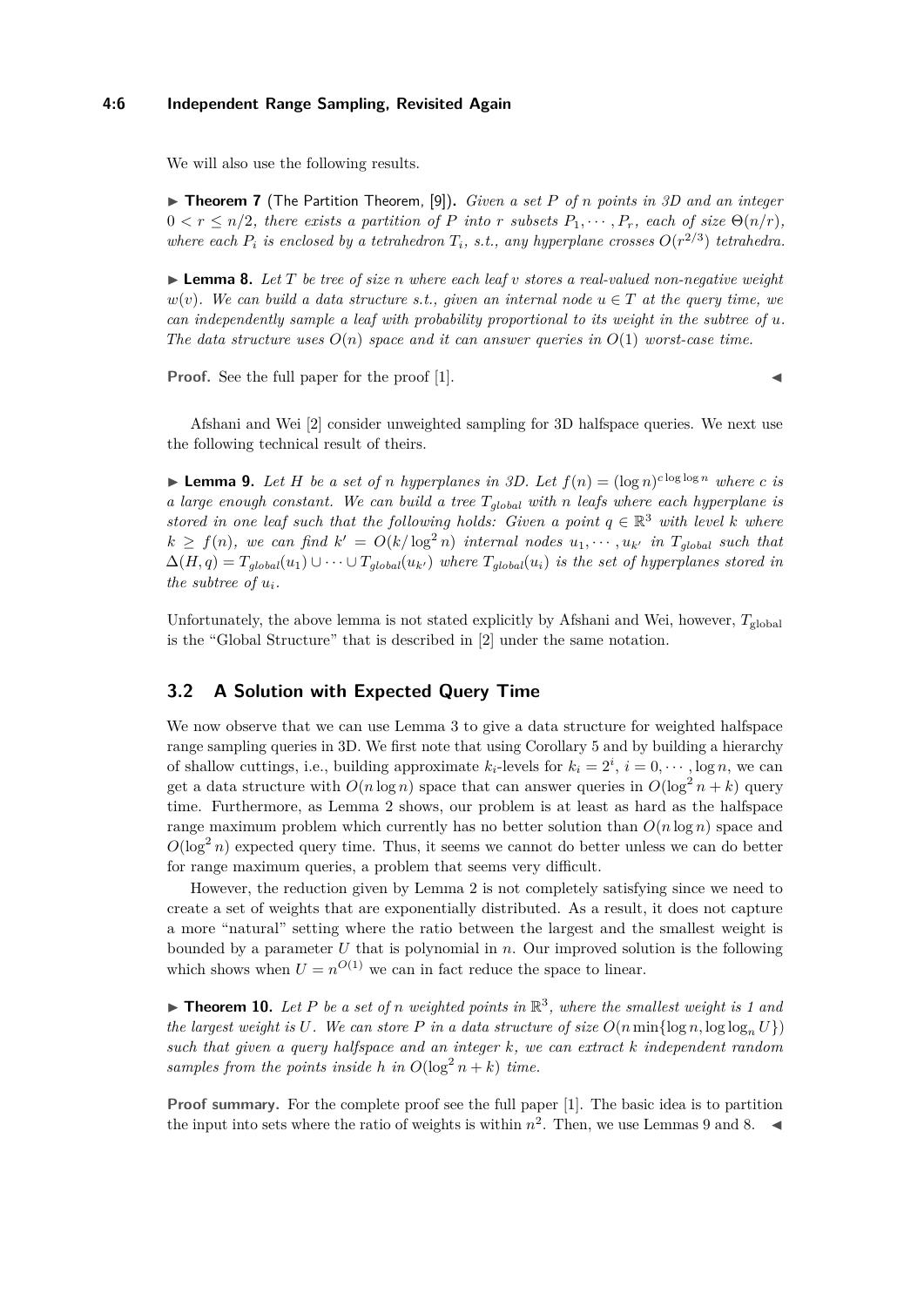We will also use the following results.

▶ **Theorem 7** (The Partition Theorem, [9])**.** *Given a set $P$ of $n$ points in 3D and an integer $0 < r \leq n/2$, there exists a partition of $P$ into $r$ subsets $P_1, \cdots, P_r$, each of size $\Theta(n/r)$, where each $P_i$ is enclosed by a tetrahedron $T_i$, s.t., any hyperplane crosses $O(r^{2/3})$ tetrahedra.*

▶ **Lemma 8.** *Let $T$ be tree of size $n$ where each leaf $v$ stores a real-valued non-negative weight $w(v)$. We can build a data structure s.t., given an internal node $u \in T$ at the query time, we can independently sample a leaf with probability proportional to its weight in the subtree of $u$. The data structure uses $O(n)$ space and it can answer queries in $O(1)$ worst-case time.*

**Proof.** See the full paper for the proof [1]. ◀

Afshani and Wei [2] consider unweighted sampling for 3D halfspace queries. We next use the following technical result of theirs.

▶ **Lemma 9.** *Let $H$ be a set of $n$ hyperplanes in 3D. Let $f(n) = (\log n)^{c \log\log n}$ where $c$ is a large enough constant. We can build a tree $T_{global}$ with $n$ leafs where each hyperplane is stored in one leaf such that the following holds: Given a point $q \in \mathbb{R}^3$ with level $k$ where $k \geq f(n)$, we can find $k' = O(k/\log^2 n)$ internal nodes $u_1, \cdots, u_{k'}$ in $T_{global}$ such that $\Delta(H, q) = T_{global}(u_1) \cup \cdots \cup T_{global}(u_{k'})$ where $T_{global}(u_i)$ is the set of hyperplanes stored in the subtree of $u_i$.*

Unfortunately, the above lemma is not stated explicitly by Afshani and Wei, however, $T_{\text{global}}$ is the "Global Structure" that is described in [2] under the same notation.

## 3.2 A Solution with Expected Query Time

We now observe that we can use Lemma 3 to give a data structure for weighted halfspace range sampling queries in 3D. We first note that using Corollary 5 and by building a hierarchy of shallow cuttings, i.e., building approximate $k_i$-levels for $k_i = 2^i$, $i = 0, \cdots, \log n$, we can get a data structure with $O(n \log n)$ space that can answer queries in $O(\log^2 n + k)$ query time. Furthermore, as Lemma 2 shows, our problem is at least as hard as the halfspace range maximum problem which currently has no better solution than $O(n \log n)$ space and $O(\log^2 n)$ expected query time. Thus, it seems we cannot do better unless we can do better for range maximum queries, a problem that seems very difficult.

However, the reduction given by Lemma 2 is not completely satisfying since we need to create a set of weights that are exponentially distributed. As a result, it does not capture a more "natural" setting where the ratio between the largest and the smallest weight is bounded by a parameter $U$ that is polynomial in $n$. Our improved solution is the following which shows when $U = n^{O(1)}$ we can in fact reduce the space to linear.

▶ **Theorem 10.** *Let $P$ be a set of $n$ weighted points in $\mathbb{R}^3$, where the smallest weight is 1 and the largest weight is $U$. We can store $P$ in a data structure of size $O(n \min\{\log n, \log\log_n U\})$ such that given a query halfspace and an integer $k$, we can extract $k$ independent random samples from the points inside $h$ in $O(\log^2 n + k)$ time.*

**Proof summary.** For the complete proof see the full paper [1]. The basic idea is to partition the input into sets where the ratio of weights is within $n^2$. Then, we use Lemmas 9 and 8. ◀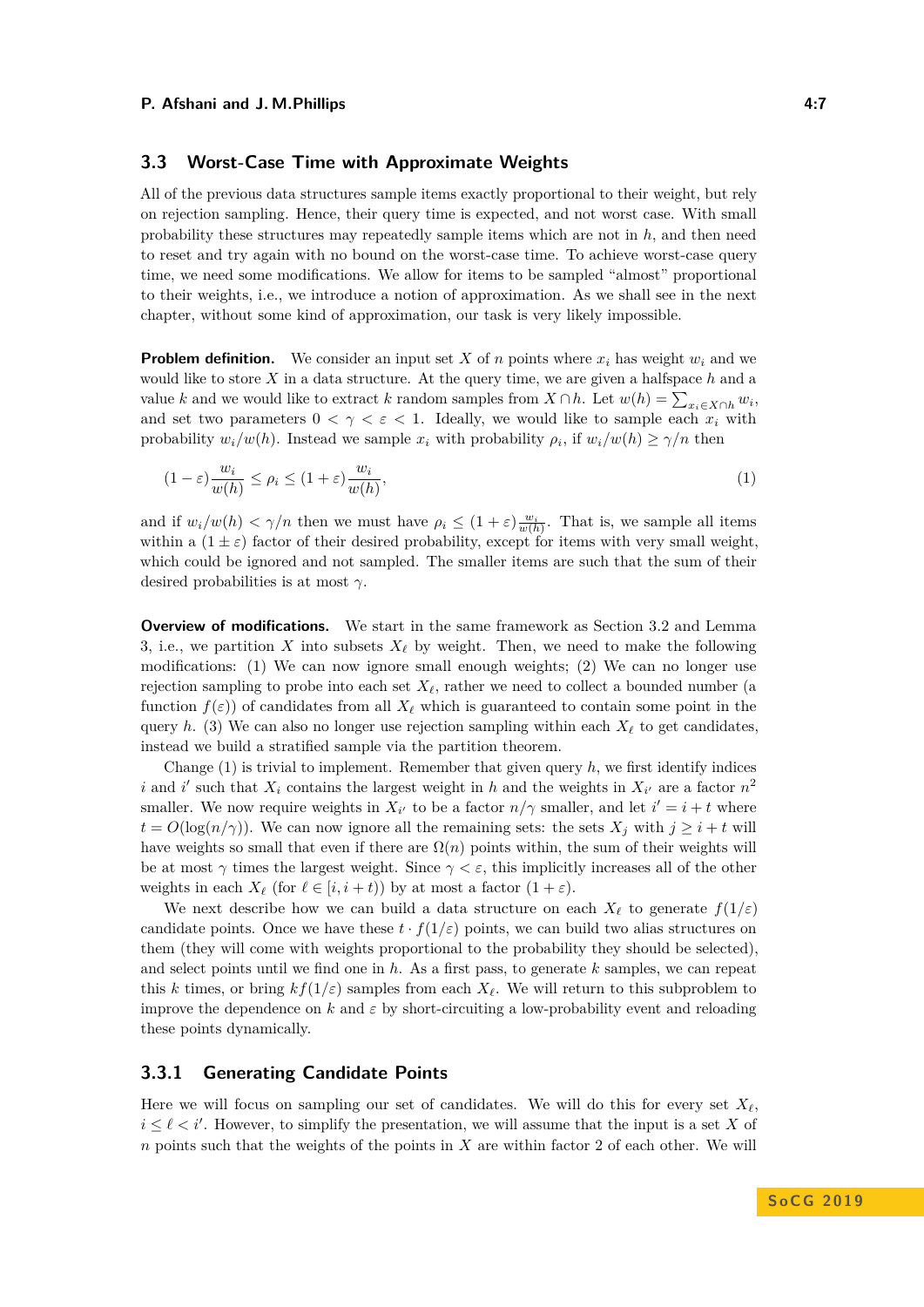### 3.3 Worst-Case Time with Approximate Weights

All of the previous data structures sample items exactly proportional to their weight, but rely on rejection sampling. Hence, their query time is expected, and not worst case. With small probability these structures may repeatedly sample items which are not in $h$, and then need to reset and try again with no bound on the worst-case time. To achieve worst-case query time, we need some modifications. We allow for items to be sampled "almost" proportional to their weights, i.e., we introduce a notion of approximation. As we shall see in the next chapter, without some kind of approximation, our task is very likely impossible.

**Problem definition.** We consider an input set $X$ of $n$ points where $x_i$ has weight $w_i$ and we would like to store $X$ in a data structure. At the query time, we are given a halfspace $h$ and a value $k$ and we would like to extract $k$ random samples from $X \cap h$. Let $w(h) = \sum_{x_i \in X \cap h} w_i$, and set two parameters $0 < \gamma < \varepsilon < 1$. Ideally, we would like to sample each $x_i$ with probability $w_i/w(h)$. Instead we sample $x_i$ with probability $\rho_i$, if $w_i/w(h) \geq \gamma/n$ then

$$(1-\varepsilon)\frac{w_i}{w(h)} \leq \rho_i \leq (1+\varepsilon)\frac{w_i}{w(h)}, \tag{1}$$

and if $w_i/w(h) < \gamma/n$ then we must have $\rho_i \leq (1+\varepsilon)\frac{w_i}{w(h)}$. That is, we sample all items within a $(1 \pm \varepsilon)$ factor of their desired probability, except for items with very small weight, which could be ignored and not sampled. The smaller items are such that the sum of their desired probabilities is at most $\gamma$.

**Overview of modifications.** We start in the same framework as Section 3.2 and Lemma 3, i.e., we partition $X$ into subsets $X_\ell$ by weight. Then, we need to make the following modifications: (1) We can now ignore small enough weights; (2) We can no longer use rejection sampling to probe into each set $X_\ell$, rather we need to collect a bounded number (a function $f(\varepsilon)$) of candidates from all $X_\ell$ which is guaranteed to contain some point in the query $h$. (3) We can also no longer use rejection sampling within each $X_\ell$ to get candidates, instead we build a stratified sample via the partition theorem.

Change (1) is trivial to implement. Remember that given query $h$, we first identify indices $i$ and $i'$ such that $X_i$ contains the largest weight in $h$ and the weights in $X_{i'}$ are a factor $n^2$ smaller. We now require weights in $X_{i'}$ to be a factor $n/\gamma$ smaller, and let $i' = i + t$ where $t = O(\log(n/\gamma))$. We can now ignore all the remaining sets: the sets $X_j$ with $j \geq i + t$ will have weights so small that even if there are $\Omega(n)$ points within, the sum of their weights will be at most $\gamma$ times the largest weight. Since $\gamma < \varepsilon$, this implicitly increases all of the other weights in each $X_\ell$ (for $\ell \in [i, i+t)$) by at most a factor $(1+\varepsilon)$.

We next describe how we can build a data structure on each $X_\ell$ to generate $f(1/\varepsilon)$ candidate points. Once we have these $t \cdot f(1/\varepsilon)$ points, we can build two alias structures on them (they will come with weights proportional to the probability they should be selected), and select points until we find one in $h$. As a first pass, to generate $k$ samples, we can repeat this $k$ times, or bring $kf(1/\varepsilon)$ samples from each $X_\ell$. We will return to this subproblem to improve the dependence on $k$ and $\varepsilon$ by short-circuiting a low-probability event and reloading these points dynamically.

#### 3.3.1 Generating Candidate Points

Here we will focus on sampling our set of candidates. We will do this for every set $X_\ell$, $i \leq \ell < i'$. However, to simplify the presentation, we will assume that the input is a set $X$ of $n$ points such that the weights of the points in $X$ are within factor 2 of each other. We will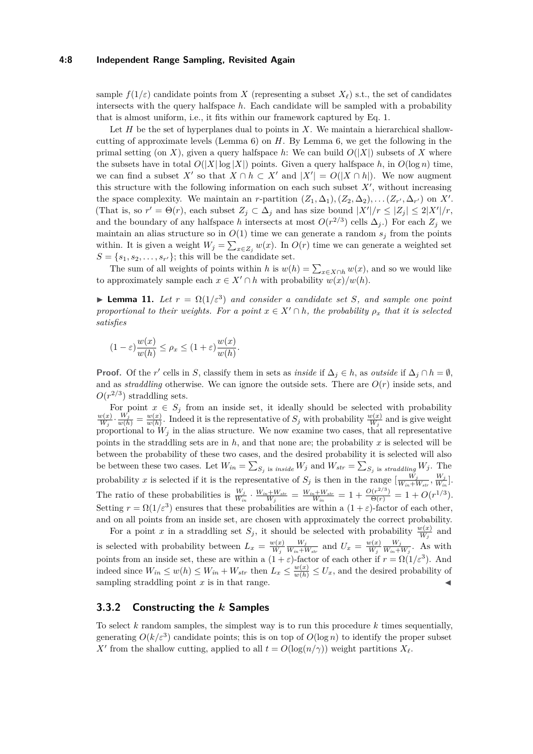sample $f(1/\varepsilon)$ candidate points from $X$ (representing a subset $X_\ell$) s.t., the set of candidates intersects with the query halfspace $h$. Each candidate will be sampled with a probability that is almost uniform, i.e., it fits within our framework captured by Eq. 1.

Let $H$ be the set of hyperplanes dual to points in $X$. We maintain a hierarchical shallow-cutting of approximate levels (Lemma 6) on $H$. By Lemma 6, we get the following in the primal setting (on $X$), given a query halfspace $h$: We can build $O(|X|)$ subsets of $X$ where the subsets have in total $O(|X|\log|X|)$ points. Given a query halfspace $h$, in $O(\log n)$ time, we can find a subset $X'$ so that $X \cap h \subset X'$ and $|X'| = O(|X \cap h|)$. We now augment this structure with the following information on each such subset $X'$, without increasing the space complexity. We maintain an $r$-partition $(Z_1, \Delta_1), (Z_2, \Delta_2), \ldots (Z_{r'}, \Delta_{r'})$ on $X'$. (That is, so $r' = \Theta(r)$, each subset $Z_j \subset \Delta_j$ and has size bound $|X'|/r \le |Z_j| \le 2|X'|/r$, and the boundary of any halfspace $h$ intersects at most $O(r^{2/3})$ cells $\Delta_j$.) For each $Z_j$ we maintain an alias structure so in $O(1)$ time we can generate a random $s_j$ from the points within. It is given a weight $W_j = \sum_{x \in Z_j} w(x)$. In $O(r)$ time we can generate a weighted set $S = \{s_1, s_2, \ldots, s_{r'}\}$; this will be the candidate set.

The sum of all weights of points within $h$ is $w(h) = \sum_{x \in X \cap h} w(x)$, and so we would like to approximately sample each $x \in X' \cap h$ with probability $w(x)/w(h)$.

▶ **Lemma 11.** *Let $r = \Omega(1/\varepsilon^3)$ and consider a candidate set $S$, and sample one point proportional to their weights. For a point $x \in X' \cap h$, the probability $\rho_x$ that it is selected satisfies*

$$(1-\varepsilon)\frac{w(x)}{w(h)} \le \rho_x \le (1+\varepsilon)\frac{w(x)}{w(h)}.$$

**Proof.** Of the $r'$ cells in $S$, classify them in sets as *inside* if $\Delta_j \in h$, as *outside* if $\Delta_j \cap h = \emptyset$, and as *straddling* otherwise. We can ignore the outside sets. There are $O(r)$ inside sets, and $O(r^{2/3})$ straddling sets.

For point $x \in S_j$ from an inside set, it ideally should be selected with probability $\frac{w(x)}{W_j} \cdot \frac{W_j}{w(h)} = \frac{w(x)}{w(h)}$. Indeed it is the representative of $S_j$ with probability $\frac{w(x)}{W_j}$ and is give weight proportional to $W_j$ in the alias structure. We now examine two cases, that all representative points in the straddling sets are in $h$, and that none are; the probability $x$ is selected will be between the probability of these two cases, and the desired probability it is selected will also be between these two cases. Let $W_{in} = \sum_{S_j \text{ is } inside} W_j$ and $W_{str} = \sum_{S_j \text{ is } straddling} W_j$. The probability $x$ is selected if it is the representative of $S_j$ is then in the range $[\frac{W_j}{W_{in}+W_{str}}, \frac{W_j}{W_{in}}]$. The ratio of these probabilities is $\frac{W_j}{W_{in}} \cdot \frac{W_{in}+W_{str}}{W_j} = \frac{W_{in}+W_{str}}{W_{in}} = 1 + \frac{O(r^{2/3})}{\Theta(r)} = 1 + O(r^{1/3})$. Setting $r = \Omega(1/\varepsilon^3)$ ensures that these probabilities are within a $(1+\varepsilon)$-factor of each other, and on all points from an inside set, are chosen with approximately the correct probability.

For a point $x$ in a straddling set $S_j$, it should be selected with probability $\frac{w(x)}{W_j}$ and is selected with probability between $L_x = \frac{w(x)}{W_j}\frac{W_j}{W_{in}+W_{str}}$ and $U_x = \frac{w(x)}{W_j}\frac{W_j}{W_{in}+W_j}$. As with points from an inside set, these are within a $(1+\varepsilon)$-factor of each other if $r = \Omega(1/\varepsilon^3)$. And indeed since $W_{in} \le w(h) \le W_{in} + W_{str}$ then $L_x \le \frac{w(x)}{w(h)} \le U_x$, and the desired probability of sampling straddling point $x$ is in that range. ◀

### 3.3.2 Constructing the $k$ Samples

To select $k$ random samples, the simplest way is to run this procedure $k$ times sequentially, generating $O(k/\varepsilon^3)$ candidate points; this is on top of $O(\log n)$ to identify the proper subset $X'$ from the shallow cutting, applied to all $t = O(\log(n/\gamma))$ weight partitions $X_\ell$.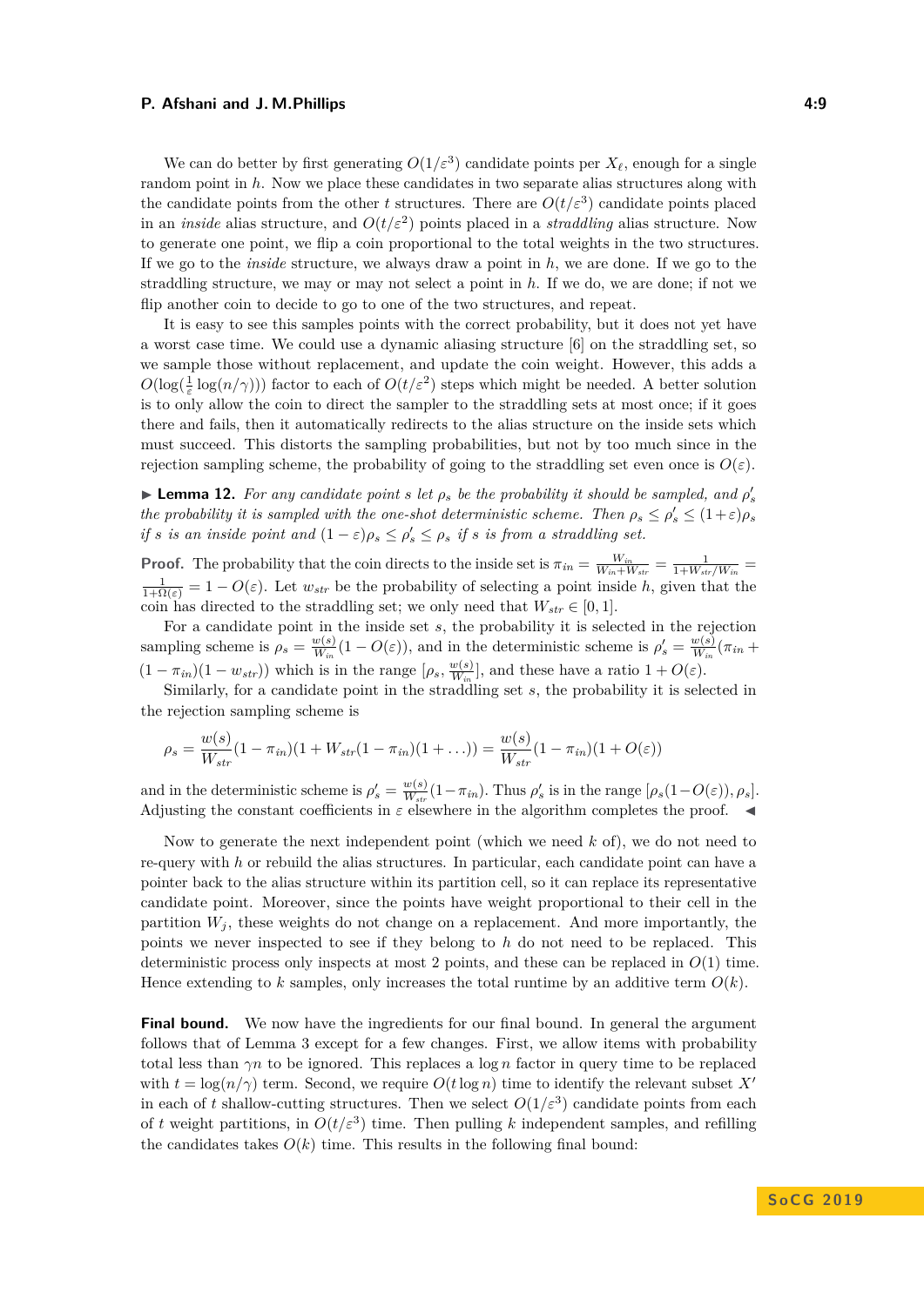We can do better by first generating $O(1/\varepsilon^3)$ candidate points per $X_\ell$, enough for a single random point in $h$. Now we place these candidates in two separate alias structures along with the candidate points from the other $t$ structures. There are $O(t/\varepsilon^3)$ candidate points placed in an *inside* alias structure, and $O(t/\varepsilon^2)$ points placed in a *straddling* alias structure. Now to generate one point, we flip a coin proportional to the total weights in the two structures. If we go to the *inside* structure, we always draw a point in $h$, we are done. If we go to the straddling structure, we may or may not select a point in $h$. If we do, we are done; if not we flip another coin to decide to go to one of the two structures, and repeat.

It is easy to see this samples points with the correct probability, but it does not yet have a worst case time. We could use a dynamic aliasing structure [6] on the straddling set, so we sample those without replacement, and update the coin weight. However, this adds a $O(\log(\frac{1}{\varepsilon}\log(n/\gamma)))$ factor to each of $O(t/\varepsilon^2)$ steps which might be needed. A better solution is to only allow the coin to direct the sampler to the straddling sets at most once; if it goes there and fails, then it automatically redirects to the alias structure on the inside sets which must succeed. This distorts the sampling probabilities, but not by too much since in the rejection sampling scheme, the probability of going to the straddling set even once is $O(\varepsilon)$.

▶ **Lemma 12.** *For any candidate point $s$ let $\rho_s$ be the probability it should be sampled, and $\rho'_s$ the probability it is sampled with the one-shot deterministic scheme. Then $\rho_s \leq \rho'_s \leq (1+\varepsilon)\rho_s$ if $s$ is an inside point and $(1-\varepsilon)\rho_s \leq \rho'_s \leq \rho_s$ if $s$ is from a straddling set.*

**Proof.** The probability that the coin directs to the inside set is $\pi_{in} = \frac{W_{in}}{W_{in}+W_{str}} = \frac{1}{1+W_{str}/W_{in}} = \frac{1}{1+\Omega(\varepsilon)} = 1 - O(\varepsilon)$. Let $w_{str}$ be the probability of selecting a point inside $h$, given that the coin has directed to the straddling set; we only need that $W_{str} \in [0,1]$.

For a candidate point in the inside set $s$, the probability it is selected in the rejection sampling scheme is $\rho_s = \frac{w(s)}{W_{in}}(1-O(\varepsilon))$, and in the deterministic scheme is $\rho'_s = \frac{w(s)}{W_{in}}(\pi_{in} + (1-\pi_{in})(1-w_{str}))$ which is in the range $[\rho_s, \frac{w(s)}{W_{in}}]$, and these have a ratio $1+O(\varepsilon)$.

Similarly, for a candidate point in the straddling set $s$, the probability it is selected in the rejection sampling scheme is

$$\rho_s = \frac{w(s)}{W_{str}}(1-\pi_{in})(1 + W_{str}(1-\pi_{in})(1+\ldots)) = \frac{w(s)}{W_{str}}(1-\pi_{in})(1+O(\varepsilon))$$

and in the deterministic scheme is $\rho'_s = \frac{w(s)}{W_{str}}(1-\pi_{in})$. Thus $\rho'_s$ is in the range $[\rho_s(1-O(\varepsilon)), \rho_s]$. Adjusting the constant coefficients in $\varepsilon$ elsewhere in the algorithm completes the proof. ◀

Now to generate the next independent point (which we need $k$ of), we do not need to re-query with $h$ or rebuild the alias structures. In particular, each candidate point can have a pointer back to the alias structure within its partition cell, so it can replace its representative candidate point. Moreover, since the points have weight proportional to their cell in the partition $W_j$, these weights do not change on a replacement. And more importantly, the points we never inspected to see if they belong to $h$ do not need to be replaced. This deterministic process only inspects at most 2 points, and these can be replaced in $O(1)$ time. Hence extending to $k$ samples, only increases the total runtime by an additive term $O(k)$.

**Final bound.** We now have the ingredients for our final bound. In general the argument follows that of Lemma 3 except for a few changes. First, we allow items with probability total less than $\gamma n$ to be ignored. This replaces a $\log n$ factor in query time to be replaced with $t = \log(n/\gamma)$ term. Second, we require $O(t \log n)$ time to identify the relevant subset $X'$ in each of $t$ shallow-cutting structures. Then we select $O(1/\varepsilon^3)$ candidate points from each of $t$ weight partitions, in $O(t/\varepsilon^3)$ time. Then pulling $k$ independent samples, and refilling the candidates takes $O(k)$ time. This results in the following final bound: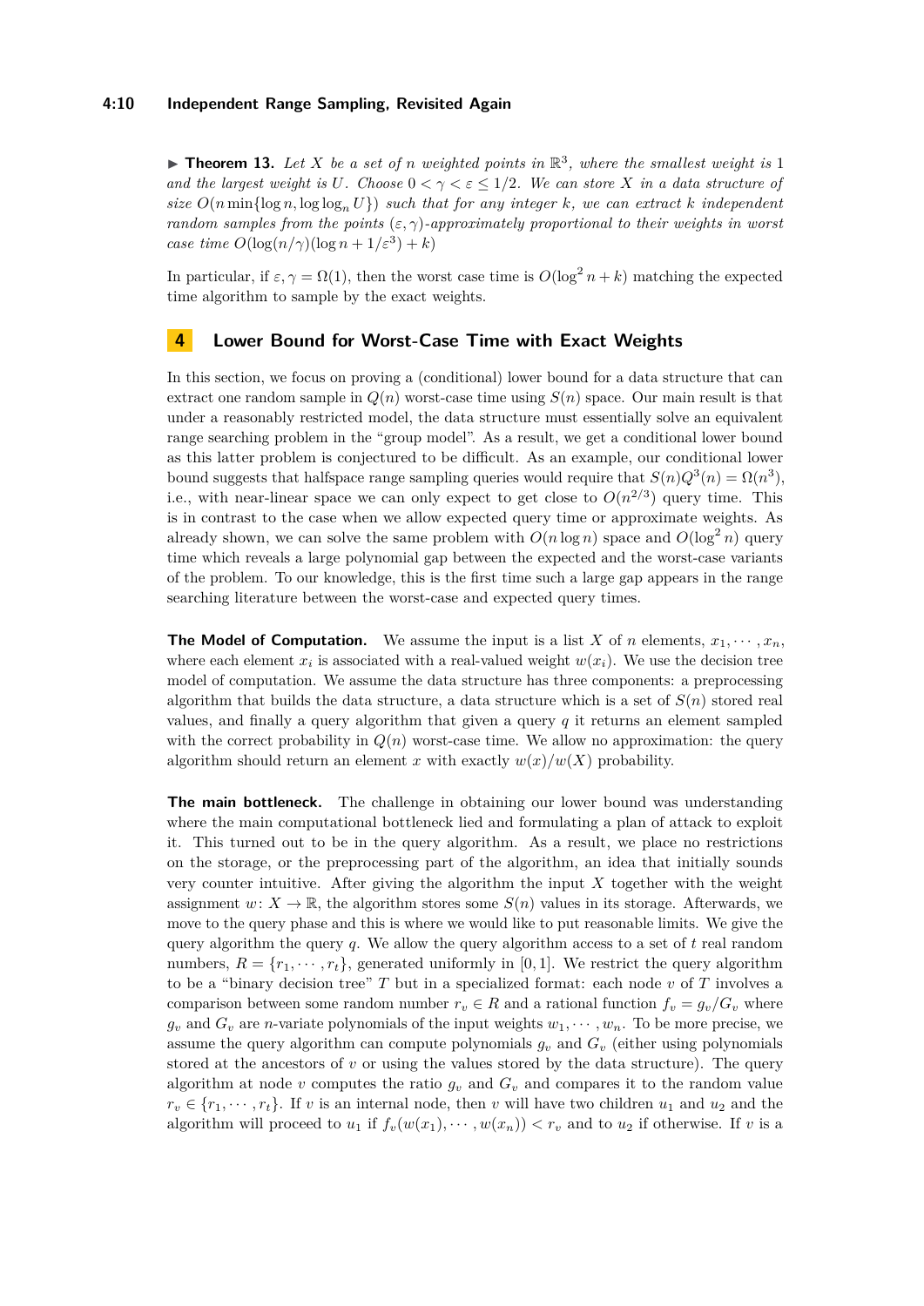▶ **Theorem 13.** *Let $X$ be a set of $n$ weighted points in $\mathbb{R}^3$, where the smallest weight is 1 and the largest weight is $U$. Choose $0 < \gamma < \varepsilon \leq 1/2$. We can store $X$ in a data structure of size $O(n \min\{\log n, \log \log_n U\})$ such that for any integer $k$, we can extract $k$ independent random samples from the points $(\varepsilon, \gamma)$-approximately proportional to their weights in worst case time $O(\log(n/\gamma)(\log n + 1/\varepsilon^3) + k)$*

In particular, if $\varepsilon, \gamma = \Omega(1)$, then the worst case time is $O(\log^2 n + k)$ matching the expected time algorithm to sample by the exact weights.

## 4 Lower Bound for Worst-Case Time with Exact Weights

In this section, we focus on proving a (conditional) lower bound for a data structure that can extract one random sample in $Q(n)$ worst-case time using $S(n)$ space. Our main result is that under a reasonably restricted model, the data structure must essentially solve an equivalent range searching problem in the "group model". As a result, we get a conditional lower bound as this latter problem is conjectured to be difficult. As an example, our conditional lower bound suggests that halfspace range sampling queries would require that $S(n)Q^3(n) = \Omega(n^3)$, i.e., with near-linear space we can only expect to get close to $O(n^{2/3})$ query time. This is in contrast to the case when we allow expected query time or approximate weights. As already shown, we can solve the same problem with $O(n \log n)$ space and $O(\log^2 n)$ query time which reveals a large polynomial gap between the expected and the worst-case variants of the problem. To our knowledge, this is the first time such a large gap appears in the range searching literature between the worst-case and expected query times.

**The Model of Computation.** We assume the input is a list $X$ of $n$ elements, $x_1, \cdots, x_n$, where each element $x_i$ is associated with a real-valued weight $w(x_i)$. We use the decision tree model of computation. We assume the data structure has three components: a preprocessing algorithm that builds the data structure, a data structure which is a set of $S(n)$ stored real values, and finally a query algorithm that given a query $q$ it returns an element sampled with the correct probability in $Q(n)$ worst-case time. We allow no approximation: the query algorithm should return an element $x$ with exactly $w(x)/w(X)$ probability.

**The main bottleneck.** The challenge in obtaining our lower bound was understanding where the main computational bottleneck lied and formulating a plan of attack to exploit it. This turned out to be in the query algorithm. As a result, we place no restrictions on the storage, or the preprocessing part of the algorithm, an idea that initially sounds very counter intuitive. After giving the algorithm the input $X$ together with the weight assignment $w \colon X \to \mathbb{R}$, the algorithm stores some $S(n)$ values in its storage. Afterwards, we move to the query phase and this is where we would like to put reasonable limits. We give the query algorithm the query $q$. We allow the query algorithm access to a set of $t$ real random numbers, $R = \{r_1, \cdots, r_t\}$, generated uniformly in $[0, 1]$. We restrict the query algorithm to be a "binary decision tree" $T$ but in a specialized format: each node $v$ of $T$ involves a comparison between some random number $r_v \in R$ and a rational function $f_v = g_v/G_v$ where $g_v$ and $G_v$ are $n$-variate polynomials of the input weights $w_1, \cdots, w_n$. To be more precise, we assume the query algorithm can compute polynomials $g_v$ and $G_v$ (either using polynomials stored at the ancestors of $v$ or using the values stored by the data structure). The query algorithm at node $v$ computes the ratio $g_v$ and $G_v$ and compares it to the random value $r_v \in \{r_1, \cdots, r_t\}$. If $v$ is an internal node, then $v$ will have two children $u_1$ and $u_2$ and the algorithm will proceed to $u_1$ if $f_v(w(x_1), \cdots, w(x_n)) < r_v$ and to $u_2$ if otherwise. If $v$ is a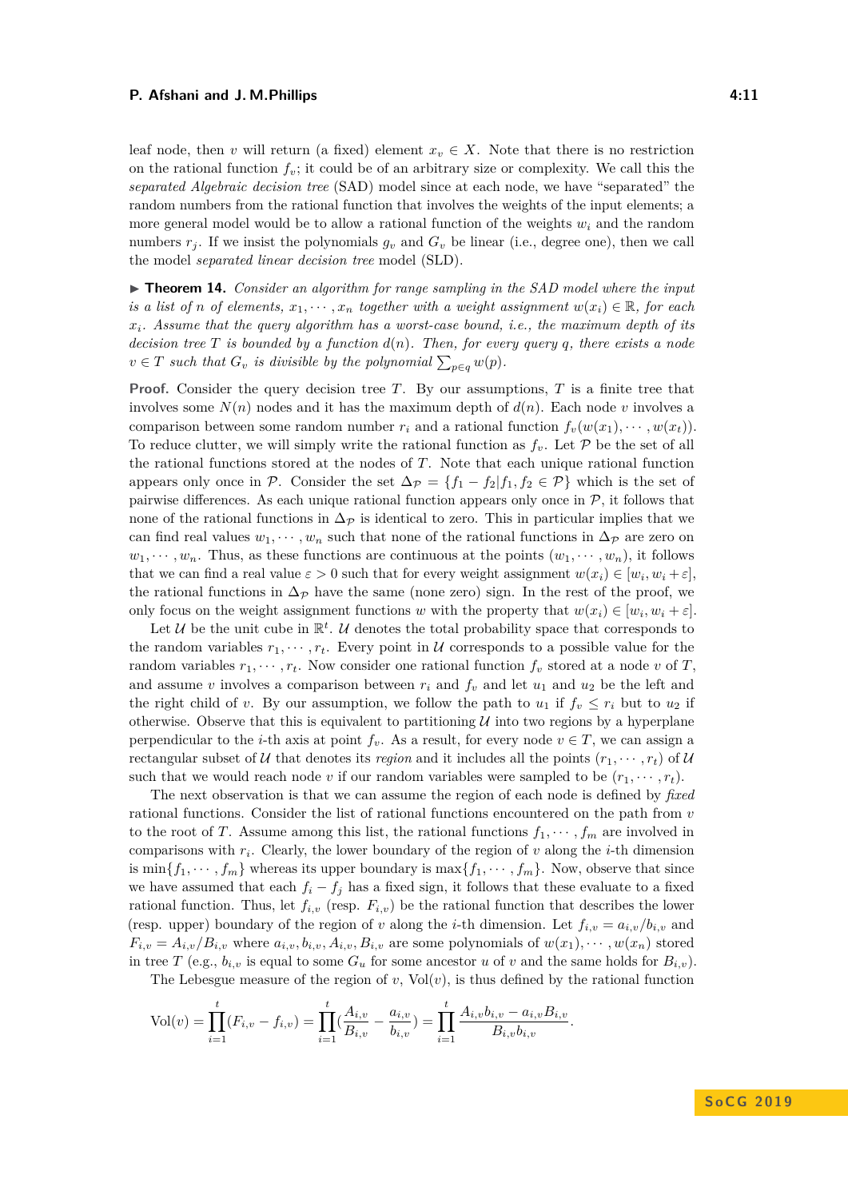leaf node, then $v$ will return (a fixed) element $x_v \in X$. Note that there is no restriction on the rational function $f_v$; it could be of an arbitrary size or complexity. We call this the *separated Algebraic decision tree* (SAD) model since at each node, we have "separated" the random numbers from the rational function that involves the weights of the input elements; a more general model would be to allow a rational function of the weights $w_i$ and the random numbers $r_j$. If we insist the polynomials $g_v$ and $G_v$ be linear (i.e., degree one), then we call the model *separated linear decision tree* model (SLD).

▶ **Theorem 14.** *Consider an algorithm for range sampling in the SAD model where the input is a list of $n$ of elements, $x_1, \cdots, x_n$ together with a weight assignment $w(x_i) \in \mathbb{R}$, for each $x_i$. Assume that the query algorithm has a worst-case bound, i.e., the maximum depth of its decision tree $T$ is bounded by a function $d(n)$. Then, for every query $q$, there exists a node $v \in T$ such that $G_v$ is divisible by the polynomial $\sum_{p \in q} w(p)$.*

**Proof.** Consider the query decision tree $T$. By our assumptions, $T$ is a finite tree that involves some $N(n)$ nodes and it has the maximum depth of $d(n)$. Each node $v$ involves a comparison between some random number $r_i$ and a rational function $f_v(w(x_1), \cdots, w(x_t))$. To reduce clutter, we will simply write the rational function as $f_v$. Let $\mathcal{P}$ be the set of all the rational functions stored at the nodes of $T$. Note that each unique rational function appears only once in $\mathcal{P}$. Consider the set $\Delta_{\mathcal{P}} = \{f_1 - f_2 | f_1, f_2 \in \mathcal{P}\}$ which is the set of pairwise differences. As each unique rational function appears only once in $\mathcal{P}$, it follows that none of the rational functions in $\Delta_{\mathcal{P}}$ is identical to zero. This in particular implies that we can find real values $w_1, \cdots, w_n$ such that none of the rational functions in $\Delta_{\mathcal{P}}$ are zero on $w_1, \cdots, w_n$. Thus, as these functions are continuous at the points $(w_1, \cdots, w_n)$, it follows that we can find a real value $\varepsilon > 0$ such that for every weight assignment $w(x_i) \in [w_i, w_i + \varepsilon]$, the rational functions in $\Delta_{\mathcal{P}}$ have the same (none zero) sign. In the rest of the proof, we only focus on the weight assignment functions $w$ with the property that $w(x_i) \in [w_i, w_i + \varepsilon]$.

Let $\mathcal{U}$ be the unit cube in $\mathbb{R}^t$. $\mathcal{U}$ denotes the total probability space that corresponds to the random variables $r_1, \cdots, r_t$. Every point in $\mathcal{U}$ corresponds to a possible value for the random variables $r_1, \cdots, r_t$. Now consider one rational function $f_v$ stored at a node $v$ of $T$, and assume $v$ involves a comparison between $r_i$ and $f_v$ and let $u_1$ and $u_2$ be the left and the right child of $v$. By our assumption, we follow the path to $u_1$ if $f_v \leq r_i$ but to $u_2$ if otherwise. Observe that this is equivalent to partitioning $\mathcal{U}$ into two regions by a hyperplane perpendicular to the $i$-th axis at point $f_v$. As a result, for every node $v \in T$, we can assign a rectangular subset of $\mathcal{U}$ that denotes its *region* and it includes all the points $(r_1, \cdots, r_t)$ of $\mathcal{U}$ such that we would reach node $v$ if our random variables were sampled to be $(r_1, \cdots, r_t)$.

The next observation is that we can assume the region of each node is defined by *fixed* rational functions. Consider the list of rational functions encountered on the path from $v$ to the root of $T$. Assume among this list, the rational functions $f_1, \cdots, f_m$ are involved in comparisons with $r_i$. Clearly, the lower boundary of the region of $v$ along the $i$-th dimension is $\min\{f_1, \cdots, f_m\}$ whereas its upper boundary is $\max\{f_1, \cdots, f_m\}$. Now, observe that since we have assumed that each $f_i - f_j$ has a fixed sign, it follows that these evaluate to a fixed rational function. Thus, let $f_{i,v}$ (resp. $F_{i,v}$) be the rational function that describes the lower (resp. upper) boundary of the region of $v$ along the $i$-th dimension. Let $f_{i,v} = a_{i,v}/b_{i,v}$ and $F_{i,v} = A_{i,v}/B_{i,v}$ where $a_{i,v}, b_{i,v}, A_{i,v}, B_{i,v}$ are some polynomials of $w(x_1), \cdots, w(x_n)$ stored in tree $T$ (e.g., $b_{i,v}$ is equal to some $G_u$ for some ancestor $u$ of $v$ and the same holds for $B_{i,v}$).

The Lebesgue measure of the region of $v$, $\text{Vol}(v)$, is thus defined by the rational function

$$\text{Vol}(v) = \prod_{i=1}^{t} (F_{i,v} - f_{i,v}) = \prod_{i=1}^{t} \left(\frac{A_{i,v}}{B_{i,v}} - \frac{a_{i,v}}{b_{i,v}}\right) = \prod_{i=1}^{t} \frac{A_{i,v} b_{i,v} - a_{i,v} B_{i,v}}{B_{i,v} b_{i,v}}.$$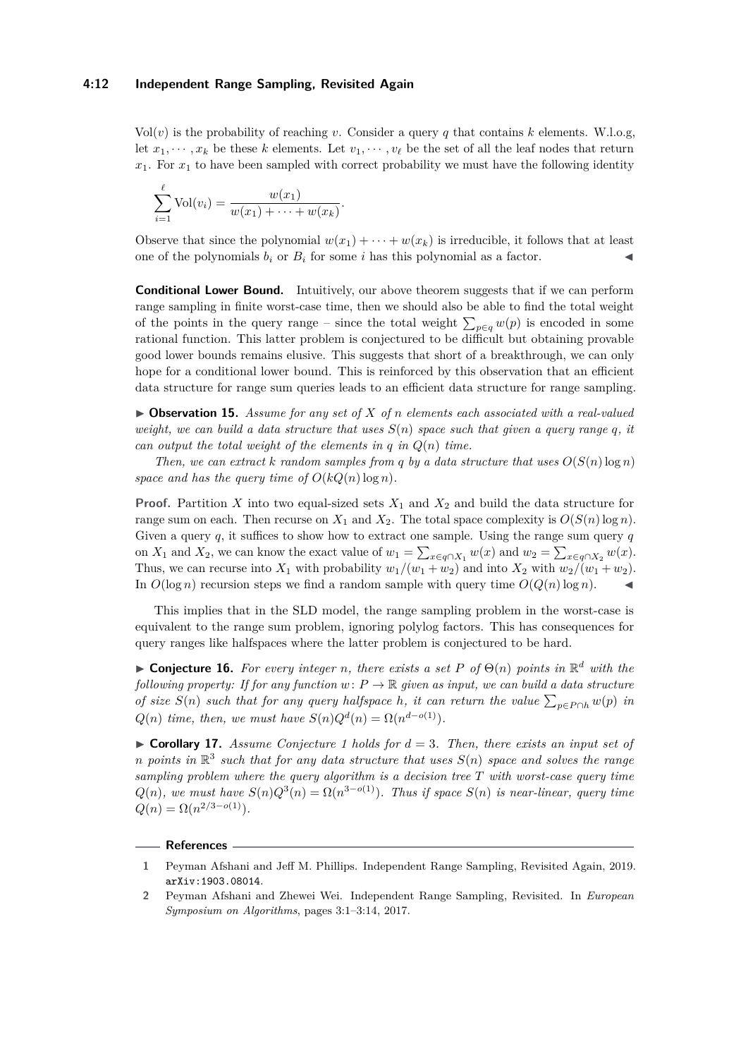$\mathrm{Vol}(v)$ is the probability of reaching $v$. Consider a query $q$ that contains $k$ elements. W.l.o.g, let $x_1, \cdots, x_k$ be these $k$ elements. Let $v_1, \cdots, v_\ell$ be the set of all the leaf nodes that return $x_1$. For $x_1$ to have been sampled with correct probability we must have the following identity

$$\sum_{i=1}^{\ell} \mathrm{Vol}(v_i) = \frac{w(x_1)}{w(x_1) + \cdots + w(x_k)}.$$

Observe that since the polynomial $w(x_1) + \cdots + w(x_k)$ is irreducible, it follows that at least one of the polynomials $b_i$ or $B_i$ for some $i$ has this polynomial as a factor. ◀

**Conditional Lower Bound.** Intuitively, our above theorem suggests that if we can perform range sampling in finite worst-case time, then we should also be able to find the total weight of the points in the query range – since the total weight $\sum_{p \in q} w(p)$ is encoded in some rational function. This latter problem is conjectured to be difficult but obtaining provable good lower bounds remains elusive. This suggests that short of a breakthrough, we can only hope for a conditional lower bound. This is reinforced by this observation that an efficient data structure for range sum queries leads to an efficient data structure for range sampling.

▶ **Observation 15.** *Assume for any set of $X$ of $n$ elements each associated with a real-valued weight, we can build a data structure that uses $S(n)$ space such that given a query range $q$, it can output the total weight of the elements in $q$ in $Q(n)$ time.*

*Then, we can extract $k$ random samples from $q$ by a data structure that uses $O(S(n) \log n)$ space and has the query time of $O(kQ(n) \log n)$.*

**Proof.** Partition $X$ into two equal-sized sets $X_1$ and $X_2$ and build the data structure for range sum on each. Then recurse on $X_1$ and $X_2$. The total space complexity is $O(S(n) \log n)$. Given a query $q$, it suffices to show how to extract one sample. Using the range sum query $q$ on $X_1$ and $X_2$, we can know the exact value of $w_1 = \sum_{x \in q \cap X_1} w(x)$ and $w_2 = \sum_{x \in q \cap X_2} w(x)$. Thus, we can recurse into $X_1$ with probability $w_1/(w_1 + w_2)$ and into $X_2$ with $w_2/(w_1 + w_2)$. In $O(\log n)$ recursion steps we find a random sample with query time $O(Q(n) \log n)$. ◀

This implies that in the SLD model, the range sampling problem in the worst-case is equivalent to the range sum problem, ignoring polylog factors. This has consequences for query ranges like halfspaces where the latter problem is conjectured to be hard.

▶ **Conjecture 16.** *For every integer $n$, there exists a set $P$ of $\Theta(n)$ points in $\mathbb{R}^d$ with the following property: If for any function $w\colon P \to \mathbb{R}$ given as input, we can build a data structure of size $S(n)$ such that for any query halfspace $h$, it can return the value $\sum_{p \in P \cap h} w(p)$ in $Q(n)$ time, then, we must have $S(n)Q^d(n) = \Omega(n^{d-o(1)})$.*

▶ **Corollary 17.** *Assume Conjecture 1 holds for $d = 3$. Then, there exists an input set of $n$ points in $\mathbb{R}^3$ such that for any data structure that uses $S(n)$ space and solves the range sampling problem where the query algorithm is a decision tree $T$ with worst-case query time $Q(n)$, we must have $S(n)Q^3(n) = \Omega(n^{3-o(1)})$. Thus if space $S(n)$ is near-linear, query time $Q(n) = \Omega(n^{2/3-o(1)})$.*

## References

1. Peyman Afshani and Jeff M. Phillips. Independent Range Sampling, Revisited Again, 2019. arXiv:1903.08014.
2. Peyman Afshani and Zhewei Wei. Independent Range Sampling, Revisited. In *European Symposium on Algorithms*, pages 3:1–3:14, 2017.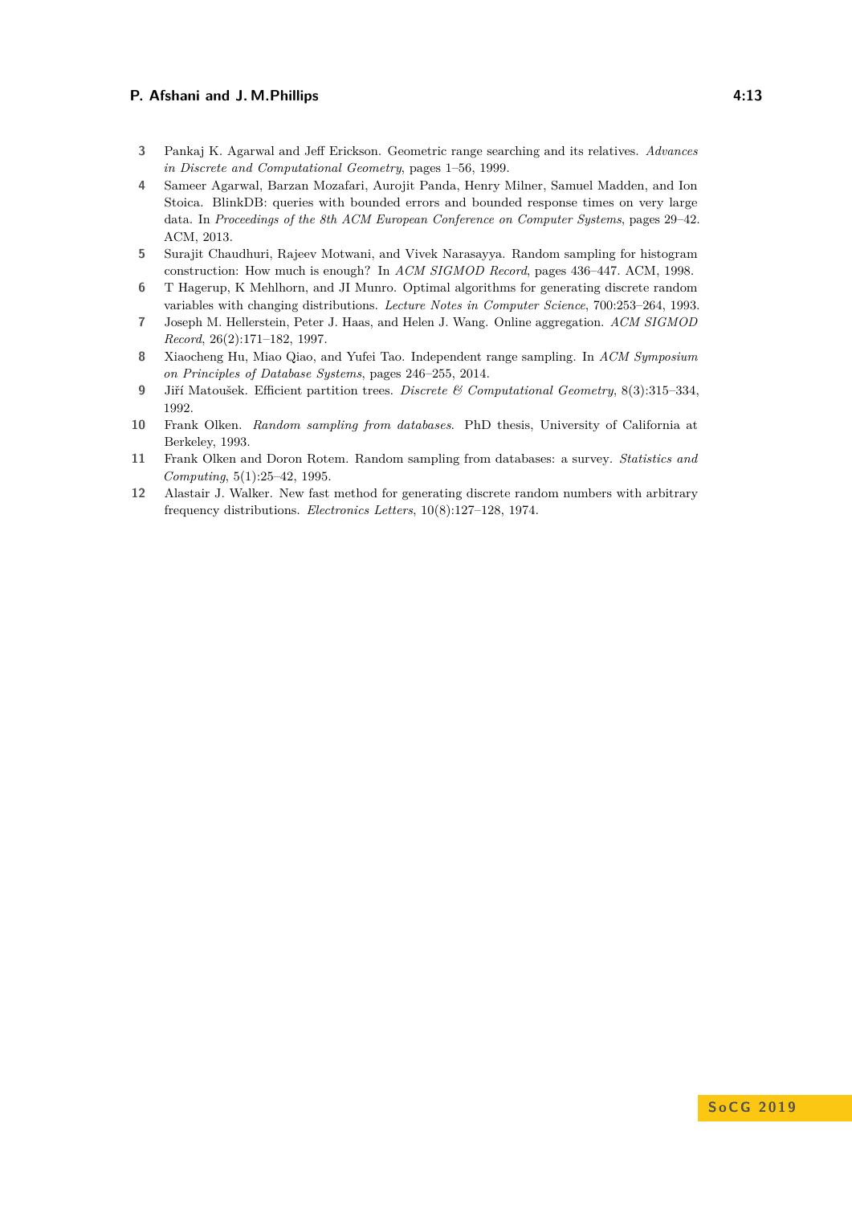3. Pankaj K. Agarwal and Jeff Erickson. Geometric range searching and its relatives. *Advances in Discrete and Computational Geometry*, pages 1–56, 1999.
4. Sameer Agarwal, Barzan Mozafari, Aurojit Panda, Henry Milner, Samuel Madden, and Ion Stoica. BlinkDB: queries with bounded errors and bounded response times on very large data. In *Proceedings of the 8th ACM European Conference on Computer Systems*, pages 29–42. ACM, 2013.
5. Surajit Chaudhuri, Rajeev Motwani, and Vivek Narasayya. Random sampling for histogram construction: How much is enough? In *ACM SIGMOD Record*, pages 436–447. ACM, 1998.
6. T Hagerup, K Mehlhorn, and JI Munro. Optimal algorithms for generating discrete random variables with changing distributions. *Lecture Notes in Computer Science*, 700:253–264, 1993.
7. Joseph M. Hellerstein, Peter J. Haas, and Helen J. Wang. Online aggregation. *ACM SIGMOD Record*, 26(2):171–182, 1997.
8. Xiaocheng Hu, Miao Qiao, and Yufei Tao. Independent range sampling. In *ACM Symposium on Principles of Database Systems*, pages 246–255, 2014.
9. Jiří Matoušek. Efficient partition trees. *Discrete & Computational Geometry*, 8(3):315–334, 1992.
10. Frank Olken. *Random sampling from databases*. PhD thesis, University of California at Berkeley, 1993.
11. Frank Olken and Doron Rotem. Random sampling from databases: a survey. *Statistics and Computing*, 5(1):25–42, 1995.
12. Alastair J. Walker. New fast method for generating discrete random numbers with arbitrary frequency distributions. *Electronics Letters*, 10(8):127–128, 1974.